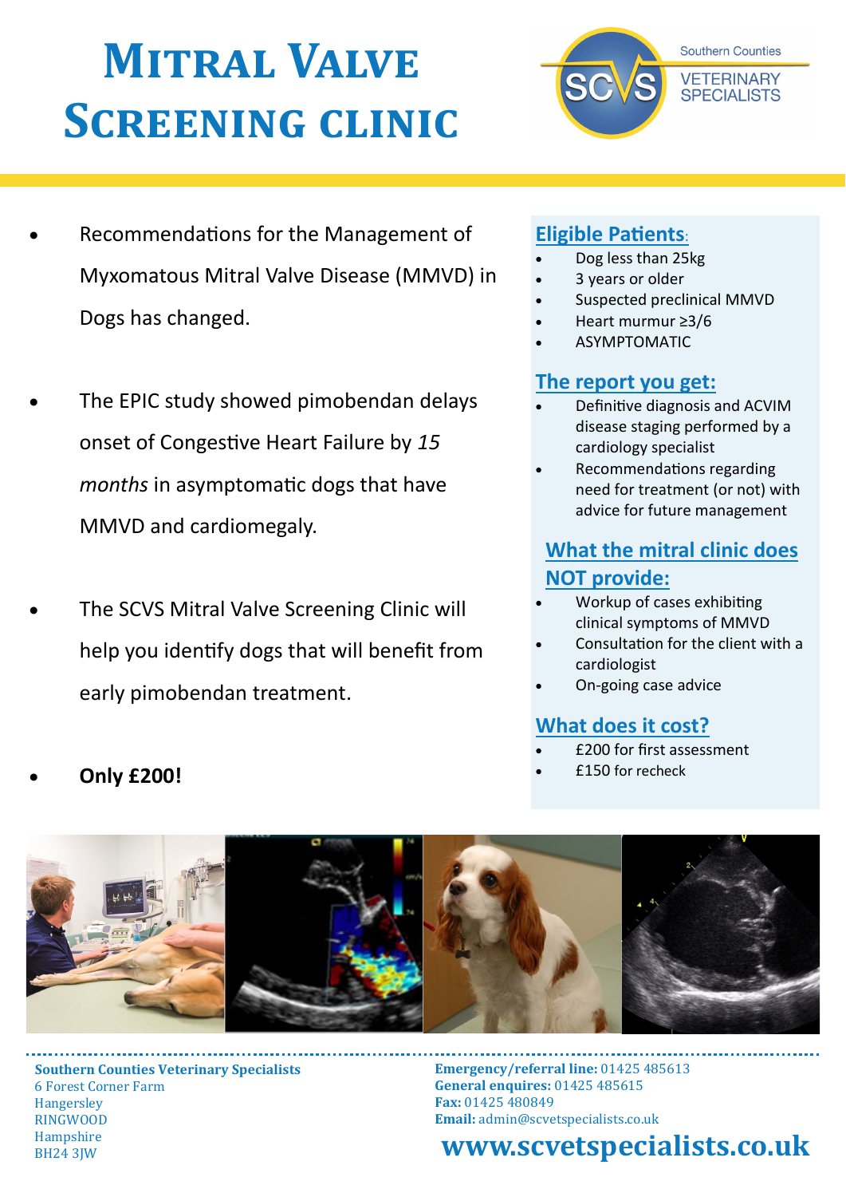# Mitral Valve Screening clinic

Southern Counties VETERINARY SPECIALISTS

- Recommendations for the Management of Myxomatous Mitral Valve Disease (MMVD) in Dogs has changed.
- The EPIC study showed pimobendan delays onset of Congestive Heart Failure by *15 months* in asymptomatic dogs that have MMVD and cardiomegaly.
- The SCVS Mitral Valve Screening Clinic will help you identify dogs that will benefit from early pimobendan treatment.
- **Only £200!**

## Eligible Patients:

- Dog less than 25kg
- 3 years or older
- Suspected preclinical MMVD
- Heart murmur ≥3/6
- ASYMPTOMATIC

## The report you get:

- Definitive diagnosis and ACVIM disease staging performed by a cardiology specialist
- Recommendations regarding need for treatment (or not) with advice for future management

## What the mitral clinic does NOT provide:

- Workup of cases exhibiting clinical symptoms of MMVD
- Consultation for the client with a cardiologist
- On-going case advice

## What does it cost?

- £200 for first assessment
- £150 for recheck

**Southern Counties Veterinary Specialists**
6 Forest Corner Farm
Hangersley
RINGWOOD
Hampshire
BH24 3JW

**Emergency/referral line:** 01425 485613
**General enquires:** 01425 485615
**Fax:** 01425 480849
**Email:** admin@scvetspecialists.co.uk

**www.scvetspecialists.co.uk**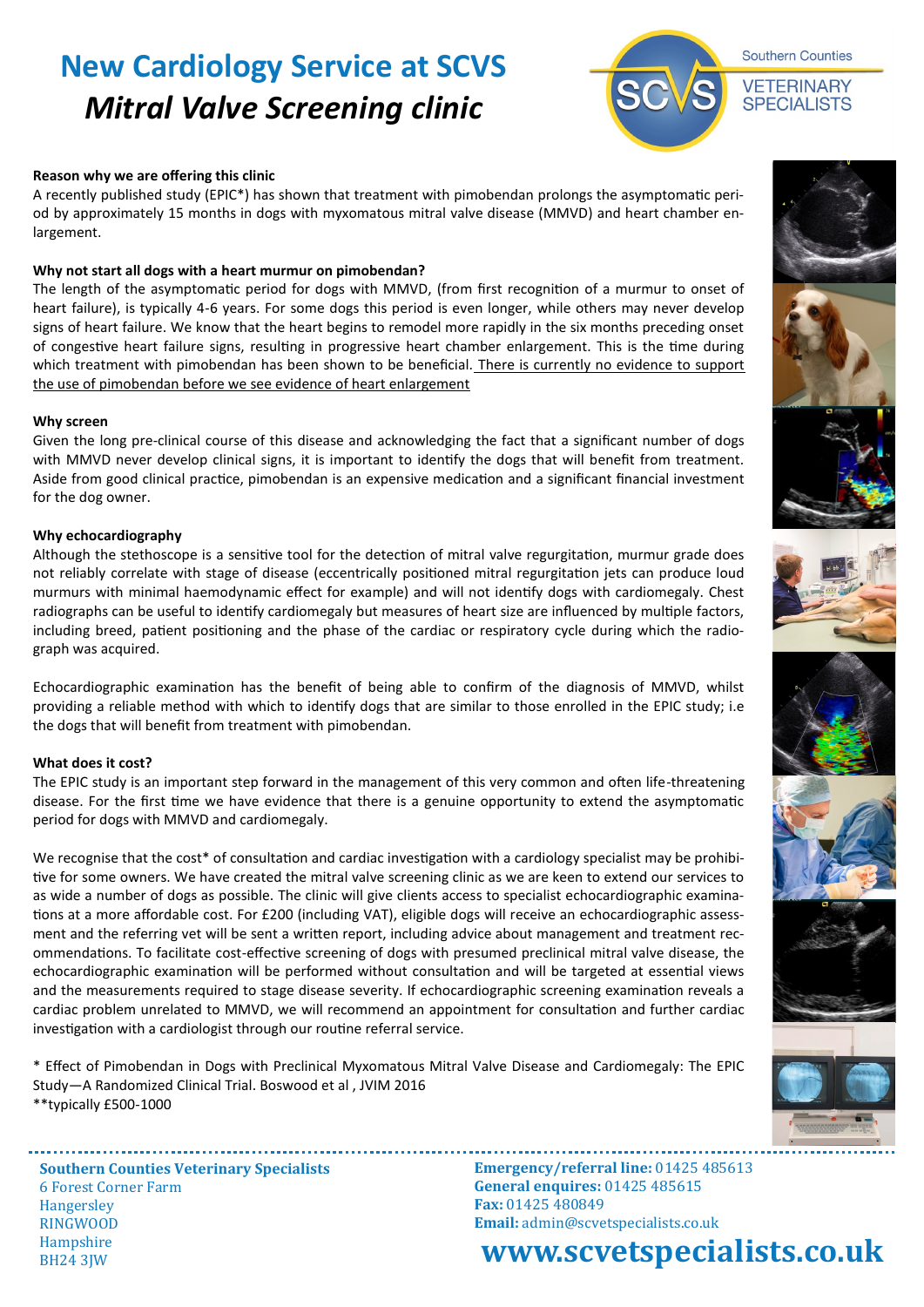# New Cardiology Service at SCVS

## *Mitral Valve Screening clinic*

Southern Counties VETERINARY SPECIALISTS

**Reason why we are offering this clinic**

A recently published study (EPIC*) has shown that treatment with pimobendan prolongs the asymptomatic period by approximately 15 months in dogs with myxomatous mitral valve disease (MMVD) and heart chamber enlargement.

**Why not start all dogs with a heart murmur on pimobendan?**

The length of the asymptomatic period for dogs with MMVD, (from first recognition of a murmur to onset of heart failure), is typically 4-6 years. For some dogs this period is even longer, while others may never develop signs of heart failure. We know that the heart begins to remodel more rapidly in the six months preceding onset of congestive heart failure signs, resulting in progressive heart chamber enlargement. This is the time during which treatment with pimobendan has been shown to be beneficial. There is currently no evidence to support the use of pimobendan before we see evidence of heart enlargement

**Why screen**

Given the long pre-clinical course of this disease and acknowledging the fact that a significant number of dogs with MMVD never develop clinical signs, it is important to identify the dogs that will benefit from treatment. Aside from good clinical practice, pimobendan is an expensive medication and a significant financial investment for the dog owner.

**Why echocardiography**

Although the stethoscope is a sensitive tool for the detection of mitral valve regurgitation, murmur grade does not reliably correlate with stage of disease (eccentrically positioned mitral regurgitation jets can produce loud murmurs with minimal haemodynamic effect for example) and will not identify dogs with cardiomegaly. Chest radiographs can be useful to identify cardiomegaly but measures of heart size are influenced by multiple factors, including breed, patient positioning and the phase of the cardiac or respiratory cycle during which the radiograph was acquired.

Echocardiographic examination has the benefit of being able to confirm of the diagnosis of MMVD, whilst providing a reliable method with which to identify dogs that are similar to those enrolled in the EPIC study; i.e the dogs that will benefit from treatment with pimobendan.

**What does it cost?**

The EPIC study is an important step forward in the management of this very common and often life-threatening disease. For the first time we have evidence that there is a genuine opportunity to extend the asymptomatic period for dogs with MMVD and cardiomegaly.

We recognise that the cost* of consultation and cardiac investigation with a cardiology specialist may be prohibitive for some owners. We have created the mitral valve screening clinic as we are keen to extend our services to as wide a number of dogs as possible. The clinic will give clients access to specialist echocardiographic examinations at a more affordable cost. For £200 (including VAT), eligible dogs will receive an echocardiographic assessment and the referring vet will be sent a written report, including advice about management and treatment recommendations. To facilitate cost-effective screening of dogs with presumed preclinical mitral valve disease, the echocardiographic examination will be performed without consultation and will be targeted at essential views and the measurements required to stage disease severity. If echocardiographic screening examination reveals a cardiac problem unrelated to MMVD, we will recommend an appointment for consultation and further cardiac investigation with a cardiologist through our routine referral service.

\* Effect of Pimobendan in Dogs with Preclinical Myxomatous Mitral Valve Disease and Cardiomegaly: The EPIC Study—A Randomized Clinical Trial. Boswood et al , JVIM 2016
**typically £500-1000

---

**Southern Counties Veterinary Specialists**
6 Forest Corner Farm
Hangersley
RINGWOOD
Hampshire
BH24 3JW

**Emergency/referral line:** 01425 485613
**General enquires:** 01425 485615
**Fax:** 01425 480849
**Email:** admin@scvetspecialists.co.uk

**www.scvetspecialists.co.uk**